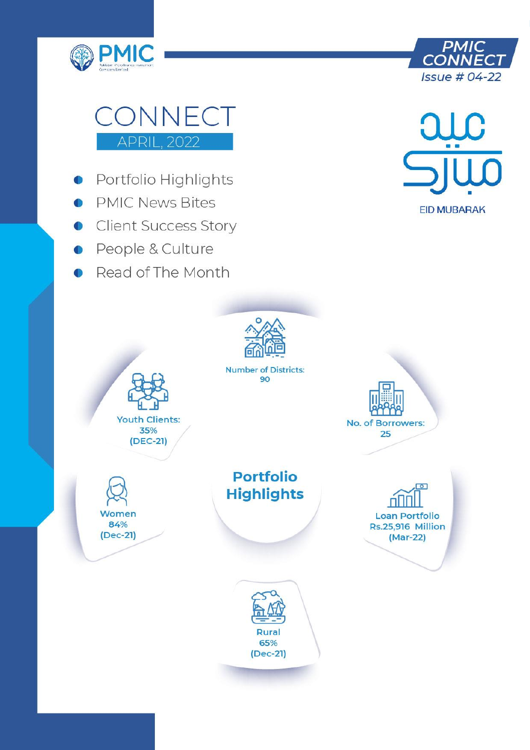PMIC CONNECT
Issue # 04-22

# CONNECT

APRIL, 2022

- Portfolio Highlights
- PMIC News Bites
- Client Success Story
- People & Culture
- Read of The Month

عيد مبارك

EID MUBARAK

## Portfolio Highlights

Number of Districts: 90

No. of Borrowers: 25

Loan Portfolio Rs.25,916 Million (Mar-22)

Rural 65% (Dec-21)

Women 84% (Dec-21)

Youth Clients: 35% (DEC-21)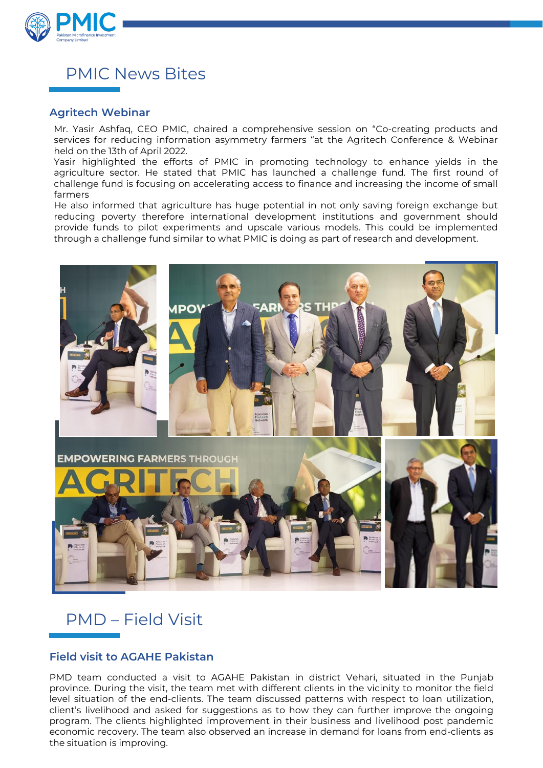# PMIC News Bites

## Agritech Webinar

Mr. Yasir Ashfaq, CEO PMIC, chaired a comprehensive session on "Co-creating products and services for reducing information asymmetry farmers "at the Agritech Conference & Webinar held on the 13th of April 2022.

Yasir highlighted the efforts of PMIC in promoting technology to enhance yields in the agriculture sector. He stated that PMIC has launched a challenge fund. The first round of challenge fund is focusing on accelerating access to finance and increasing the income of small farmers

He also informed that agriculture has huge potential in not only saving foreign exchange but reducing poverty therefore international development institutions and government should provide funds to pilot experiments and upscale various models. This could be implemented through a challenge fund similar to what PMIC is doing as part of research and development.

# PMD – Field Visit

## Field visit to AGAHE Pakistan

PMD team conducted a visit to AGAHE Pakistan in district Vehari, situated in the Punjab province. During the visit, the team met with different clients in the vicinity to monitor the field level situation of the end-clients. The team discussed patterns with respect to loan utilization, client's livelihood and asked for suggestions as to how they can further improve the ongoing program. The clients highlighted improvement in their business and livelihood post pandemic economic recovery. The team also observed an increase in demand for loans from end-clients as the situation is improving.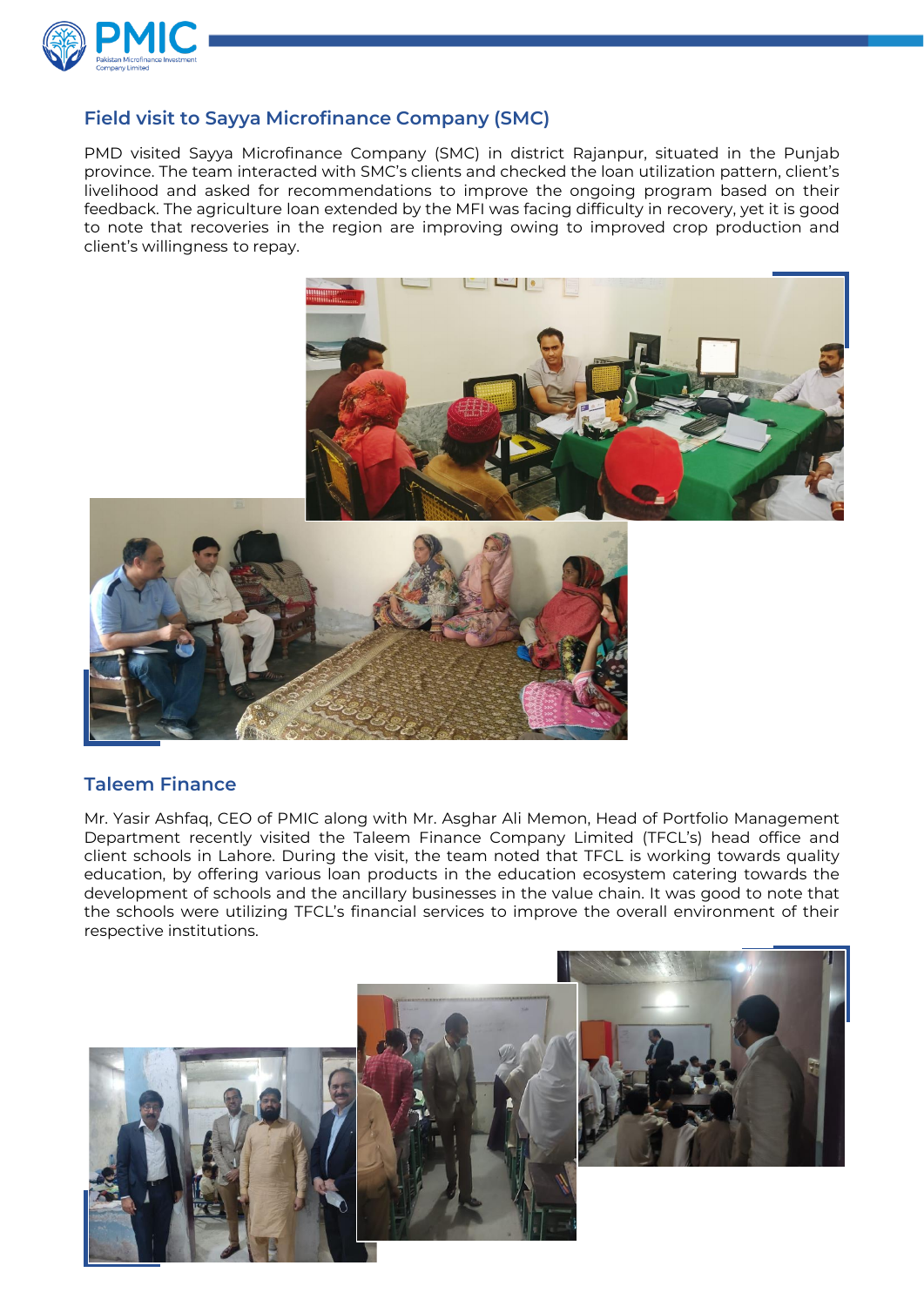## Field visit to Sayya Microfinance Company (SMC)

PMD visited Sayya Microfinance Company (SMC) in district Rajanpur, situated in the Punjab province. The team interacted with SMC's clients and checked the loan utilization pattern, client's livelihood and asked for recommendations to improve the ongoing program based on their feedback. The agriculture loan extended by the MFI was facing difficulty in recovery, yet it is good to note that recoveries in the region are improving owing to improved crop production and client's willingness to repay.

## Taleem Finance

Mr. Yasir Ashfaq, CEO of PMIC along with Mr. Asghar Ali Memon, Head of Portfolio Management Department recently visited the Taleem Finance Company Limited (TFCL's) head office and client schools in Lahore. During the visit, the team noted that TFCL is working towards quality education, by offering various loan products in the education ecosystem catering towards the development of schools and the ancillary businesses in the value chain. It was good to note that the schools were utilizing TFCL's financial services to improve the overall environment of their respective institutions.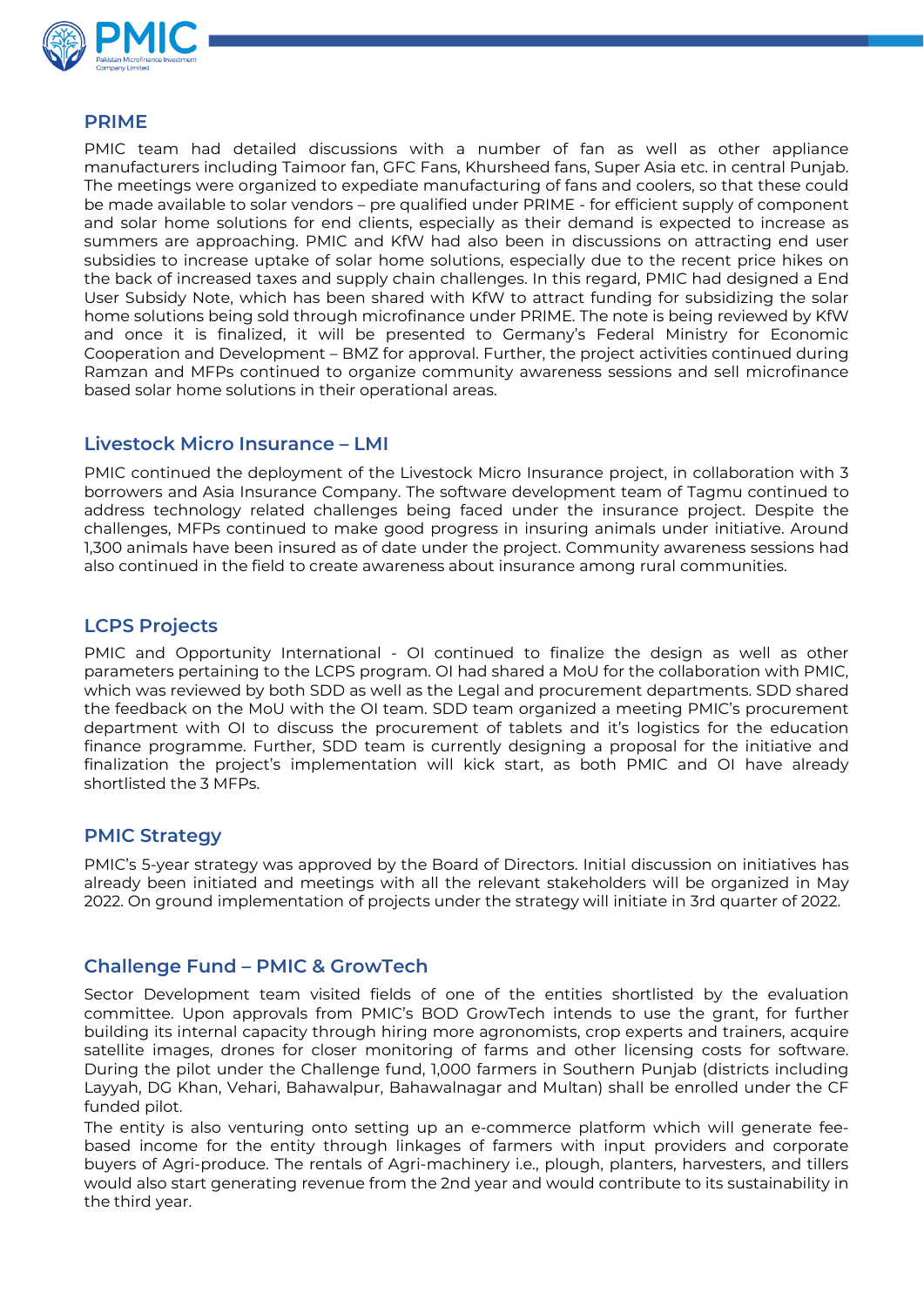## PRIME

PMIC team had detailed discussions with a number of fan as well as other appliance manufacturers including Taimoor fan, GFC Fans, Khursheed fans, Super Asia etc. in central Punjab. The meetings were organized to expediate manufacturing of fans and coolers, so that these could be made available to solar vendors – pre qualified under PRIME - for efficient supply of component and solar home solutions for end clients, especially as their demand is expected to increase as summers are approaching. PMIC and KfW had also been in discussions on attracting end user subsidies to increase uptake of solar home solutions, especially due to the recent price hikes on the back of increased taxes and supply chain challenges. In this regard, PMIC had designed a End User Subsidy Note, which has been shared with KfW to attract funding for subsidizing the solar home solutions being sold through microfinance under PRIME. The note is being reviewed by KfW and once it is finalized, it will be presented to Germany's Federal Ministry for Economic Cooperation and Development – BMZ for approval. Further, the project activities continued during Ramzan and MFPs continued to organize community awareness sessions and sell microfinance based solar home solutions in their operational areas.

## Livestock Micro Insurance – LMI

PMIC continued the deployment of the Livestock Micro Insurance project, in collaboration with 3 borrowers and Asia Insurance Company. The software development team of Tagmu continued to address technology related challenges being faced under the insurance project. Despite the challenges, MFPs continued to make good progress in insuring animals under initiative. Around 1,300 animals have been insured as of date under the project. Community awareness sessions had also continued in the field to create awareness about insurance among rural communities.

## LCPS Projects

PMIC and Opportunity International - OI continued to finalize the design as well as other parameters pertaining to the LCPS program. OI had shared a MoU for the collaboration with PMIC, which was reviewed by both SDD as well as the Legal and procurement departments. SDD shared the feedback on the MoU with the OI team. SDD team organized a meeting PMIC's procurement department with OI to discuss the procurement of tablets and it's logistics for the education finance programme. Further, SDD team is currently designing a proposal for the initiative and finalization the project's implementation will kick start, as both PMIC and OI have already shortlisted the 3 MFPs.

## PMIC Strategy

PMIC's 5-year strategy was approved by the Board of Directors. Initial discussion on initiatives has already been initiated and meetings with all the relevant stakeholders will be organized in May 2022. On ground implementation of projects under the strategy will initiate in 3rd quarter of 2022.

## Challenge Fund – PMIC & GrowTech

Sector Development team visited fields of one of the entities shortlisted by the evaluation committee. Upon approvals from PMIC's BOD GrowTech intends to use the grant, for further building its internal capacity through hiring more agronomists, crop experts and trainers, acquire satellite images, drones for closer monitoring of farms and other licensing costs for software. During the pilot under the Challenge fund, 1,000 farmers in Southern Punjab (districts including Layyah, DG Khan, Vehari, Bahawalpur, Bahawalnagar and Multan) shall be enrolled under the CF funded pilot.

The entity is also venturing onto setting up an e-commerce platform which will generate fee-based income for the entity through linkages of farmers with input providers and corporate buyers of Agri-produce. The rentals of Agri-machinery i.e., plough, planters, harvesters, and tillers would also start generating revenue from the 2nd year and would contribute to its sustainability in the third year.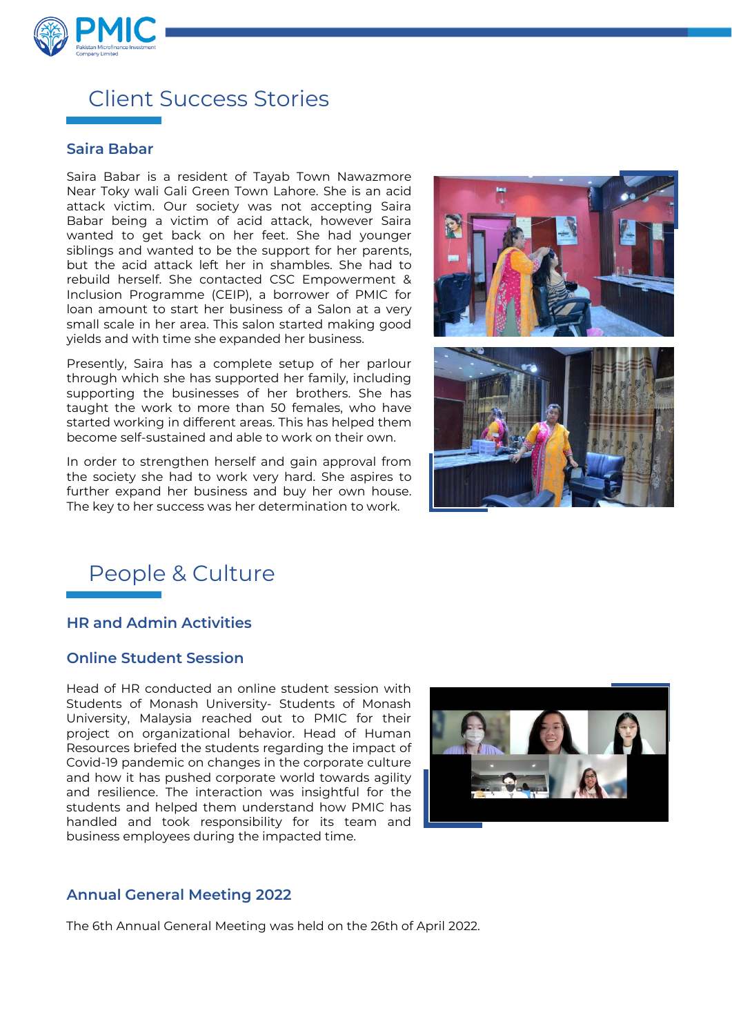# Client Success Stories

## Saira Babar

Saira Babar is a resident of Tayab Town Nawazmore Near Toky wali Gali Green Town Lahore. She is an acid attack victim. Our society was not accepting Saira Babar being a victim of acid attack, however Saira wanted to get back on her feet. She had younger siblings and wanted to be the support for her parents, but the acid attack left her in shambles. She had to rebuild herself. She contacted CSC Empowerment & Inclusion Programme (CEIP), a borrower of PMIC for loan amount to start her business of a Salon at a very small scale in her area. This salon started making good yields and with time she expanded her business.

Presently, Saira has a complete setup of her parlour through which she has supported her family, including supporting the businesses of her brothers. She has taught the work to more than 50 females, who have started working in different areas. This has helped them become self-sustained and able to work on their own.

In order to strengthen herself and gain approval from the society she had to work very hard. She aspires to further expand her business and buy her own house. The key to her success was her determination to work.

# People & Culture

## HR and Admin Activities

## Online Student Session

Head of HR conducted an online student session with Students of Monash University- Students of Monash University, Malaysia reached out to PMIC for their project on organizational behavior. Head of Human Resources briefed the students regarding the impact of Covid-19 pandemic on changes in the corporate culture and how it has pushed corporate world towards agility and resilience. The interaction was insightful for the students and helped them understand how PMIC has handled and took responsibility for its team and business employees during the impacted time.

## Annual General Meeting 2022

The 6th Annual General Meeting was held on the 26th of April 2022.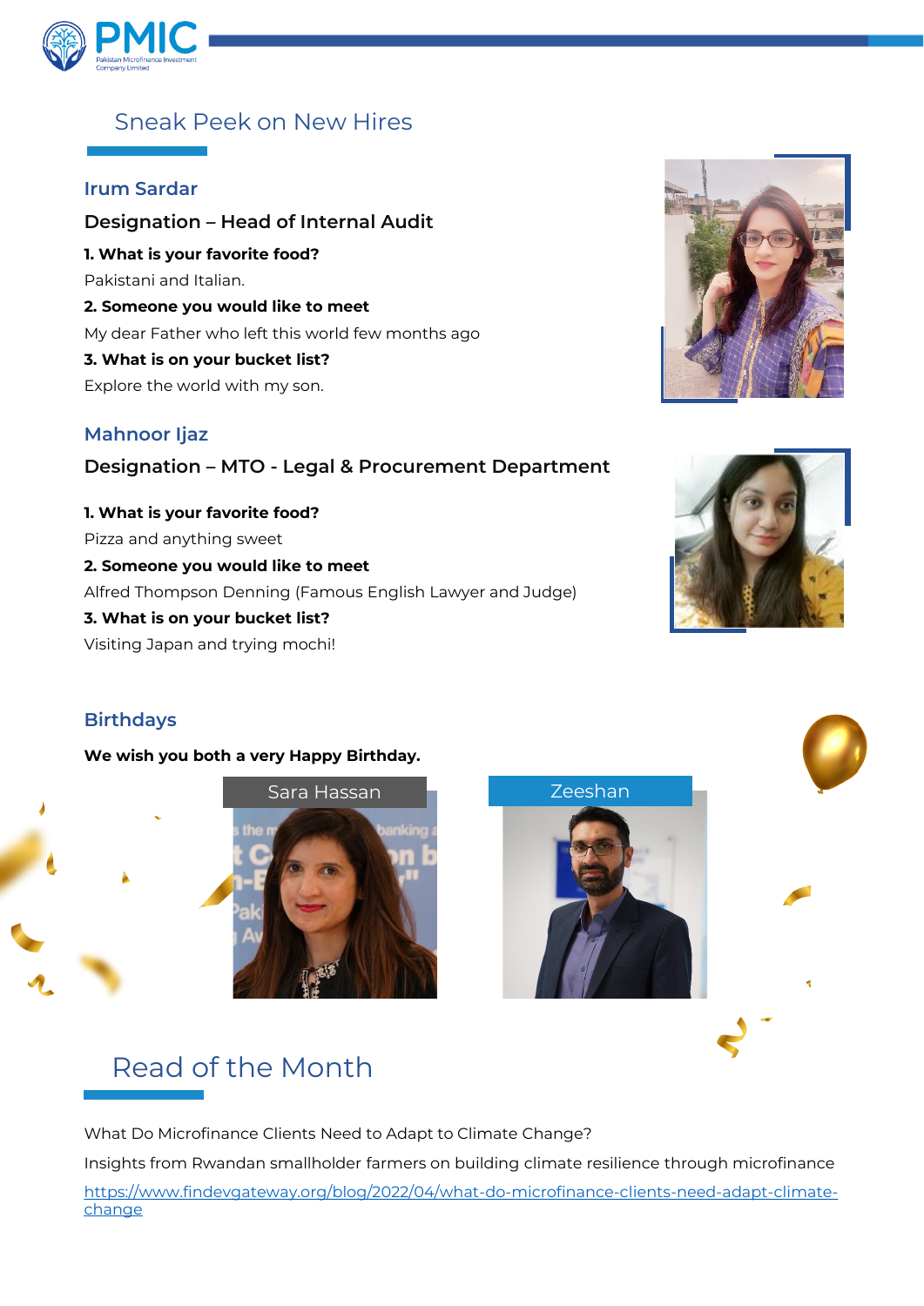## Sneak Peek on New Hires

### Irum Sardar

**Designation – Head of Internal Audit**

**1. What is your favorite food?**

Pakistani and Italian.

**2. Someone you would like to meet**

My dear Father who left this world few months ago

**3. What is on your bucket list?**

Explore the world with my son.

### Mahnoor Ijaz

**Designation – MTO - Legal & Procurement Department**

**1. What is your favorite food?**

Pizza and anything sweet

**2. Someone you would like to meet**

Alfred Thompson Denning (Famous English Lawyer and Judge)

**3. What is on your bucket list?**

Visiting Japan and trying mochi!

### Birthdays

**We wish you both a very Happy Birthday.**

Sara Hassan

Zeeshan

## Read of the Month

What Do Microfinance Clients Need to Adapt to Climate Change?

Insights from Rwandan smallholder farmers on building climate resilience through microfinance

https://www.findevgateway.org/blog/2022/04/what-do-microfinance-clients-need-adapt-climate-change